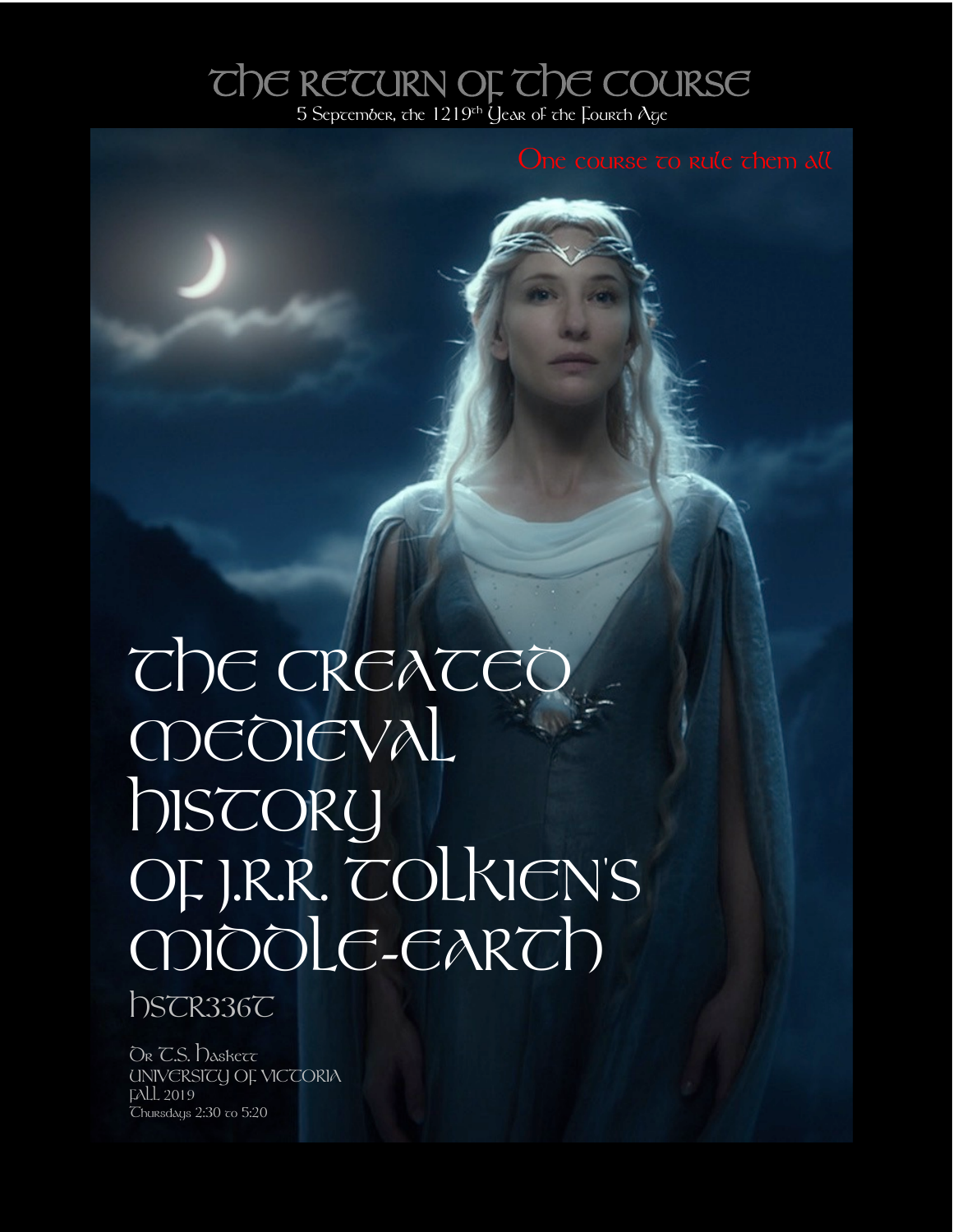# The Return of the Course

5 September, the 1219th Year of the Fourth Age

One course to rule them all

# The Created Medieval History of J.R.R. Tolkien's Middle-Earth

## HSTR336T

Dr T.S. Haskett
University of Victoria
Fall 2019
Thursdays 2:30 to 5:20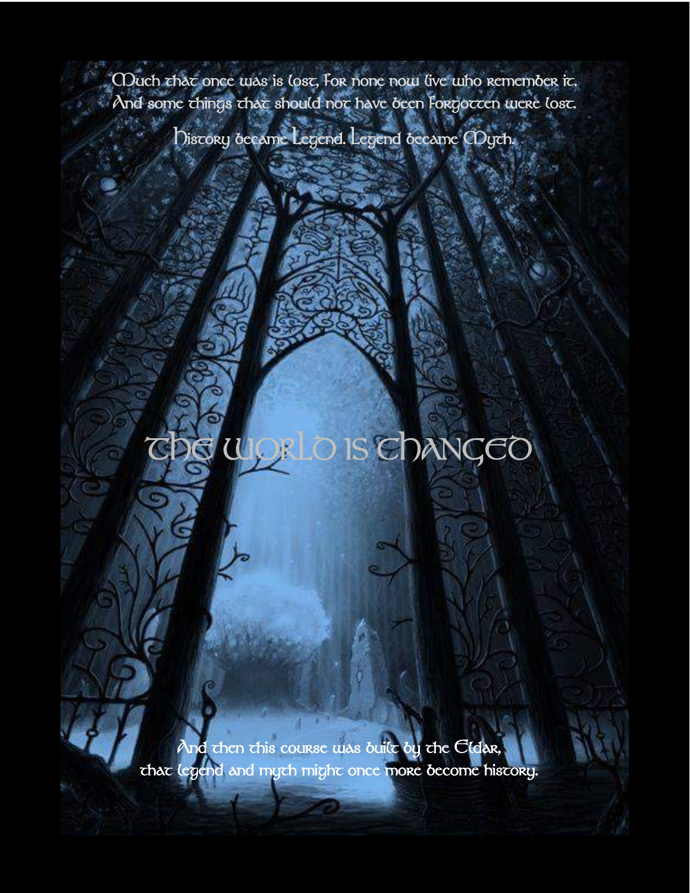Much that once was is lost, for none now live who remember it.
And some things that should not have been forgotten were lost.

History became Legend. Legend became Myth.

# The World is Changed

And then this course was built by the Eldar,
that legend and myth might once more become history.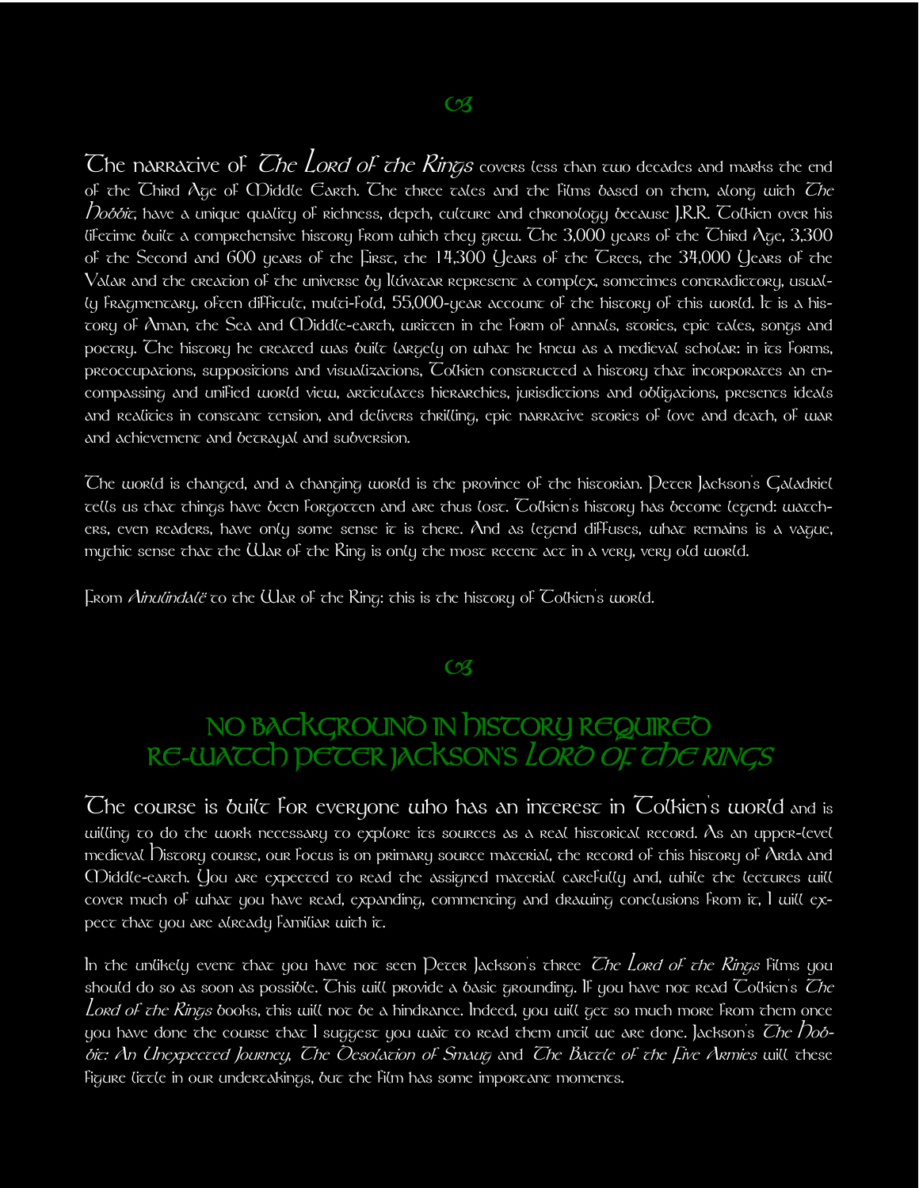The narrative of *The Lord of the Rings* covers less than two decades and marks the end of the Third Age of Middle Earth. The three tales and the films based on them, along with *The Hobbit*, have a unique quality of richness, depth, culture and chronology because J.R.R. Tolkien over his lifetime built a comprehensive history from which they grew. The 3,000 years of the Third Age, 3,300 of the Second and 600 years of the First, the 14,300 Years of the Trees, the 34,000 Years of the Valar and the creation of the universe by Ilúvatar represent a complex, sometimes contradictory, usually fragmentary, often difficult, multi-fold, 55,000-year account of the history of this world. It is a history of Aman, the Sea and Middle-earth, written in the form of annals, stories, epic tales, songs and poetry. The history he created was built largely on what he knew as a medieval scholar: in its forms, preoccupations, suppositions and visualizations, Tolkien constructed a history that incorporates an encompassing and unified world view, articulates hierarchies, jurisdictions and obligations, presents ideals and realities in constant tension, and delivers thrilling, epic narrative stories of love and death, of war and achievement and betrayal and subversion.

The world is changed, and a changing world is the province of the historian. Peter Jackson's Galadriel tells us that things have been forgotten and are thus lost. Tolkien's history has become legend: watchers, even readers, have only some sense it is there. And as legend diffuses, what remains is a vague, mythic sense that the War of the Ring is only the most recent act in a very, very old world.

From *Ainulindalë* to the War of the Ring: this is the history of Tolkien's world.

## NO BACKGROUND IN HISTORY REQUIRED
## RE-WATCH PETER JACKSON'S *LORD OF THE RINGS*

The course is built for everyone who has an interest in Tolkien's world and is willing to do the work necessary to explore its sources as a real historical record. As an upper-level medieval History course, our focus is on primary source material, the record of this history of Arda and Middle-earth. You are expected to read the assigned material carefully and, while the lectures will cover much of what you have read, expanding, commenting and drawing conclusions from it, I will expect that you are already familiar with it.

In the unlikely event that you have not seen Peter Jackson's three *The Lord of the Rings* films you should do so as soon as possible. This will provide a basic grounding. If you have not read Tolkien's *The Lord of the Rings* books, this will not be a hindrance. Indeed, you will get so much more from them once you have done the course that I suggest you wait to read them until we are done. Jackson's *The Hobbit: An Unexpected Journey, The Desolation of Smaug* and *The Battle of the Five Armies* will these figure little in our undertakings, but the film has some important moments.